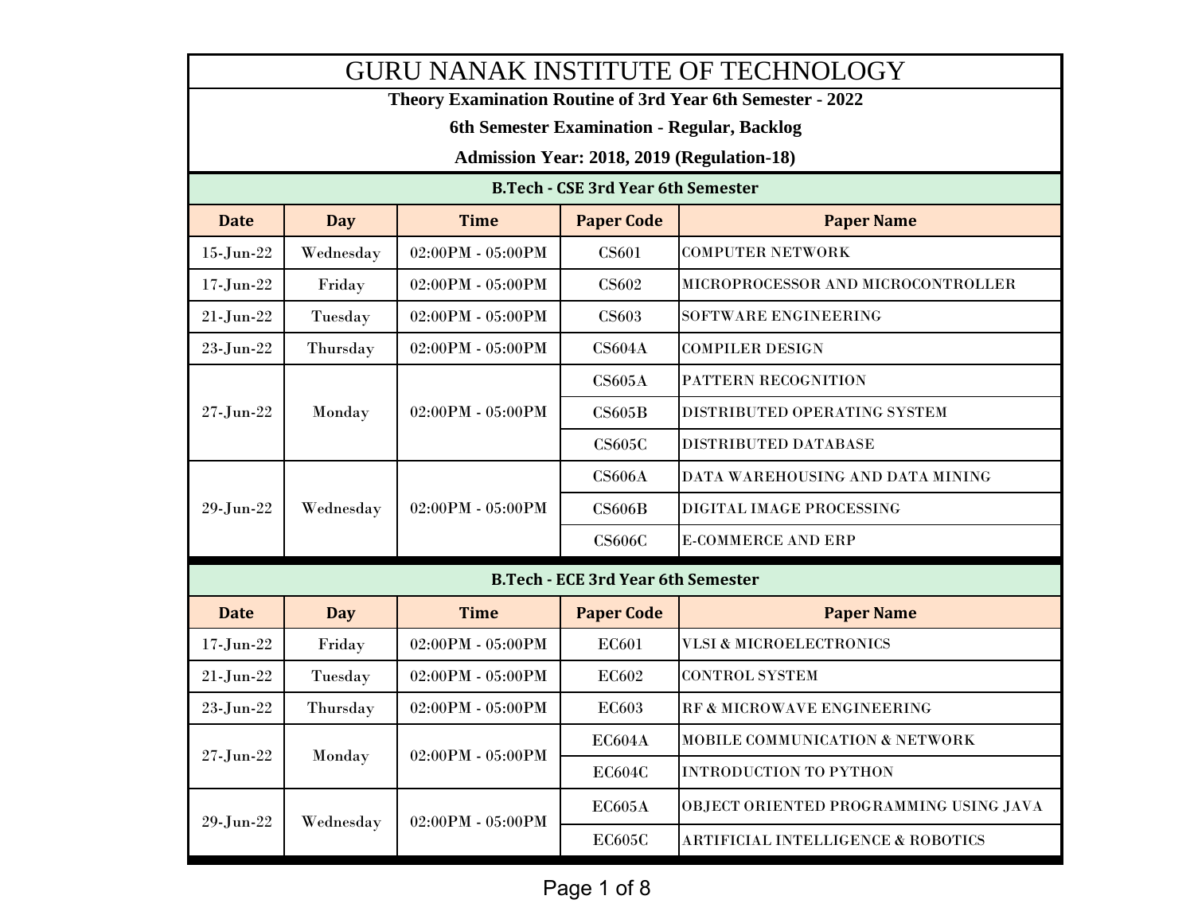# GURU NANAK INSTITUTE OF TECHNOLOGY

**Theory Examination Routine of 3rd Year 6th Semester - 2022**

**6th Semester Examination - Regular, Backlog**

**Admission Year: 2018, 2019 (Regulation-18)**

## B.Tech - CSE 3rd Year 6th Semester

| Date | Day | Time | Paper Code | Paper Name |
|---|---|---|---|---|
| 15-Jun-22 | Wednesday | 02:00PM - 05:00PM | CS601 | COMPUTER NETWORK |
| 17-Jun-22 | Friday | 02:00PM - 05:00PM | CS602 | MICROPROCESSOR AND MICROCONTROLLER |
| 21-Jun-22 | Tuesday | 02:00PM - 05:00PM | CS603 | SOFTWARE ENGINEERING |
| 23-Jun-22 | Thursday | 02:00PM - 05:00PM | CS604A | COMPILER DESIGN |
| 27-Jun-22 | Monday | 02:00PM - 05:00PM | CS605A | PATTERN RECOGNITION |
| | | | CS605B | DISTRIBUTED OPERATING SYSTEM |
| | | | CS605C | DISTRIBUTED DATABASE |
| 29-Jun-22 | Wednesday | 02:00PM - 05:00PM | CS606A | DATA WAREHOUSING AND DATA MINING |
| | | | CS606B | DIGITAL IMAGE PROCESSING |
| | | | CS606C | E-COMMERCE AND ERP |

## B.Tech - ECE 3rd Year 6th Semester

| Date | Day | Time | Paper Code | Paper Name |
|---|---|---|---|---|
| 17-Jun-22 | Friday | 02:00PM - 05:00PM | EC601 | VLSI & MICROELECTRONICS |
| 21-Jun-22 | Tuesday | 02:00PM - 05:00PM | EC602 | CONTROL SYSTEM |
| 23-Jun-22 | Thursday | 02:00PM - 05:00PM | EC603 | RF & MICROWAVE ENGINEERING |
| 27-Jun-22 | Monday | 02:00PM - 05:00PM | EC604A | MOBILE COMMUNICATION & NETWORK |
| | | | EC604C | INTRODUCTION TO PYTHON |
| 29-Jun-22 | Wednesday | 02:00PM - 05:00PM | EC605A | OBJECT ORIENTED PROGRAMMING USING JAVA |
| | | | EC605C | ARTIFICIAL INTELLIGENCE & ROBOTICS |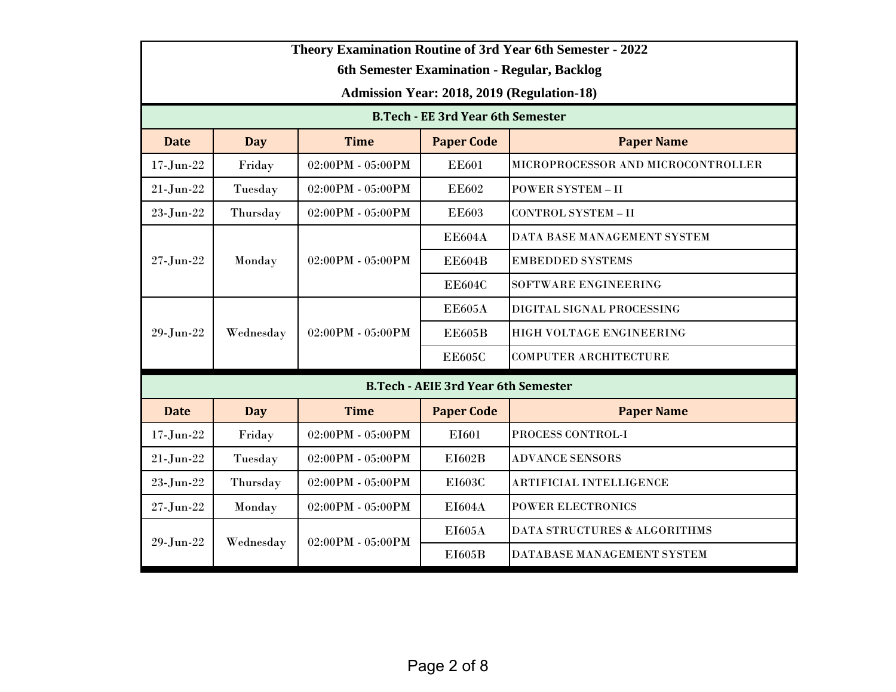**Theory Examination Routine of 3rd Year 6th Semester - 2022**

**6th Semester Examination - Regular, Backlog**

**Admission Year: 2018, 2019 (Regulation-18)**

### B.Tech - EE 3rd Year 6th Semester

| Date | Day | Time | Paper Code | Paper Name |
|---|---|---|---|---|
| 17-Jun-22 | Friday | 02:00PM - 05:00PM | EE601 | MICROPROCESSOR AND MICROCONTROLLER |
| 21-Jun-22 | Tuesday | 02:00PM - 05:00PM | EE602 | POWER SYSTEM – II |
| 23-Jun-22 | Thursday | 02:00PM - 05:00PM | EE603 | CONTROL SYSTEM – II |
| 27-Jun-22 | Monday | 02:00PM - 05:00PM | EE604A | DATA BASE MANAGEMENT SYSTEM |
| | | | EE604B | EMBEDDED SYSTEMS |
| | | | EE604C | SOFTWARE ENGINEERING |
| 29-Jun-22 | Wednesday | 02:00PM - 05:00PM | EE605A | DIGITAL SIGNAL PROCESSING |
| | | | EE605B | HIGH VOLTAGE ENGINEERING |
| | | | EE605C | COMPUTER ARCHITECTURE |

### B.Tech - AEIE 3rd Year 6th Semester

| Date | Day | Time | Paper Code | Paper Name |
|---|---|---|---|---|
| 17-Jun-22 | Friday | 02:00PM - 05:00PM | EI601 | PROCESS CONTROL-I |
| 21-Jun-22 | Tuesday | 02:00PM - 05:00PM | EI602B | ADVANCE SENSORS |
| 23-Jun-22 | Thursday | 02:00PM - 05:00PM | EI603C | ARTIFICIAL INTELLIGENCE |
| 27-Jun-22 | Monday | 02:00PM - 05:00PM | EI604A | POWER ELECTRONICS |
| 29-Jun-22 | Wednesday | 02:00PM - 05:00PM | EI605A | DATA STRUCTURES & ALGORITHMS |
| | | | EI605B | DATABASE MANAGEMENT SYSTEM |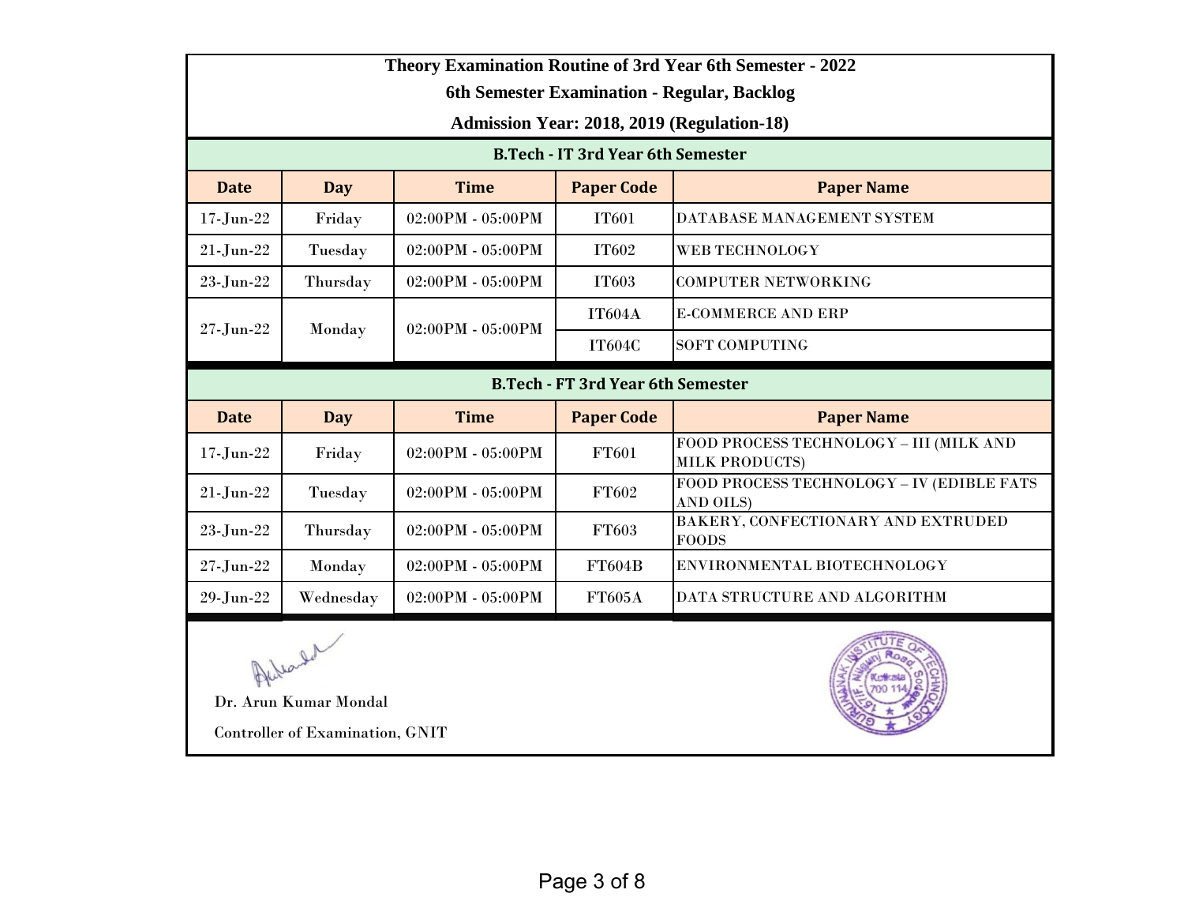**Theory Examination Routine of 3rd Year 6th Semester - 2022**

**6th Semester Examination - Regular, Backlog**

**Admission Year: 2018, 2019 (Regulation-18)**

**B.Tech - IT 3rd Year 6th Semester**

| Date | Day | Time | Paper Code | Paper Name |
|---|---|---|---|---|
| 17-Jun-22 | Friday | 02:00PM - 05:00PM | IT601 | DATABASE MANAGEMENT SYSTEM |
| 21-Jun-22 | Tuesday | 02:00PM - 05:00PM | IT602 | WEB TECHNOLOGY |
| 23-Jun-22 | Thursday | 02:00PM - 05:00PM | IT603 | COMPUTER NETWORKING |
| 27-Jun-22 | Monday | 02:00PM - 05:00PM | IT604A | E-COMMERCE AND ERP |
| | | | IT604C | SOFT COMPUTING |

**B.Tech - FT 3rd Year 6th Semester**

| Date | Day | Time | Paper Code | Paper Name |
|---|---|---|---|---|
| 17-Jun-22 | Friday | 02:00PM - 05:00PM | FT601 | FOOD PROCESS TECHNOLOGY – III (MILK AND MILK PRODUCTS) |
| 21-Jun-22 | Tuesday | 02:00PM - 05:00PM | FT602 | FOOD PROCESS TECHNOLOGY – IV (EDIBLE FATS AND OILS) |
| 23-Jun-22 | Thursday | 02:00PM - 05:00PM | FT603 | BAKERY, CONFECTIONARY AND EXTRUDED FOODS |
| 27-Jun-22 | Monday | 02:00PM - 05:00PM | FT604B | ENVIRONMENTAL BIOTECHNOLOGY |
| 29-Jun-22 | Wednesday | 02:00PM - 05:00PM | FT605A | DATA STRUCTURE AND ALGORITHM |

Dr. Arun Kumar Mondal

Controller of Examination, GNIT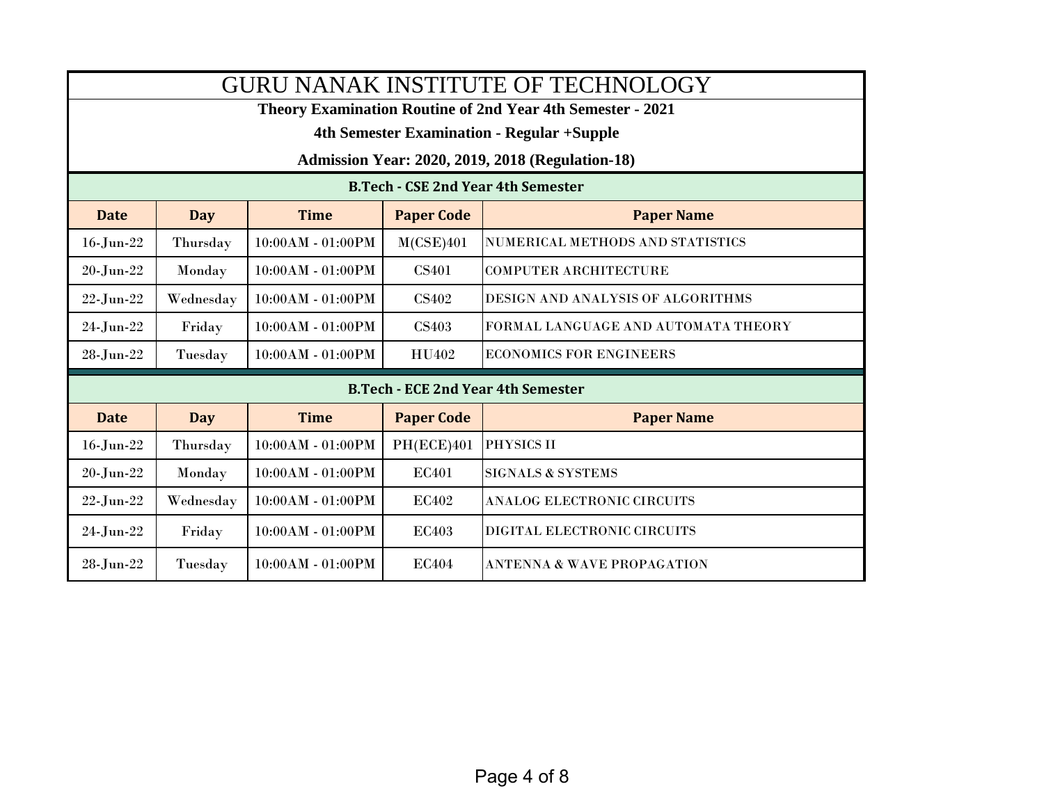# GURU NANAK INSTITUTE OF TECHNOLOGY

**Theory Examination Routine of 2nd Year 4th Semester - 2021**

**4th Semester Examination - Regular +Supple**

**Admission Year: 2020, 2019, 2018 (Regulation-18)**

## B.Tech - CSE 2nd Year 4th Semester

| Date | Day | Time | Paper Code | Paper Name |
|---|---|---|---|---|
| 16-Jun-22 | Thursday | 10:00AM - 01:00PM | M(CSE)401 | NUMERICAL METHODS AND STATISTICS |
| 20-Jun-22 | Monday | 10:00AM - 01:00PM | CS401 | COMPUTER ARCHITECTURE |
| 22-Jun-22 | Wednesday | 10:00AM - 01:00PM | CS402 | DESIGN AND ANALYSIS OF ALGORITHMS |
| 24-Jun-22 | Friday | 10:00AM - 01:00PM | CS403 | FORMAL LANGUAGE AND AUTOMATA THEORY |
| 28-Jun-22 | Tuesday | 10:00AM - 01:00PM | HU402 | ECONOMICS FOR ENGINEERS |

## B.Tech - ECE 2nd Year 4th Semester

| Date | Day | Time | Paper Code | Paper Name |
|---|---|---|---|---|
| 16-Jun-22 | Thursday | 10:00AM - 01:00PM | PH(ECE)401 | PHYSICS II |
| 20-Jun-22 | Monday | 10:00AM - 01:00PM | EC401 | SIGNALS & SYSTEMS |
| 22-Jun-22 | Wednesday | 10:00AM - 01:00PM | EC402 | ANALOG ELECTRONIC CIRCUITS |
| 24-Jun-22 | Friday | 10:00AM - 01:00PM | EC403 | DIGITAL ELECTRONIC CIRCUITS |
| 28-Jun-22 | Tuesday | 10:00AM - 01:00PM | EC404 | ANTENNA & WAVE PROPAGATION |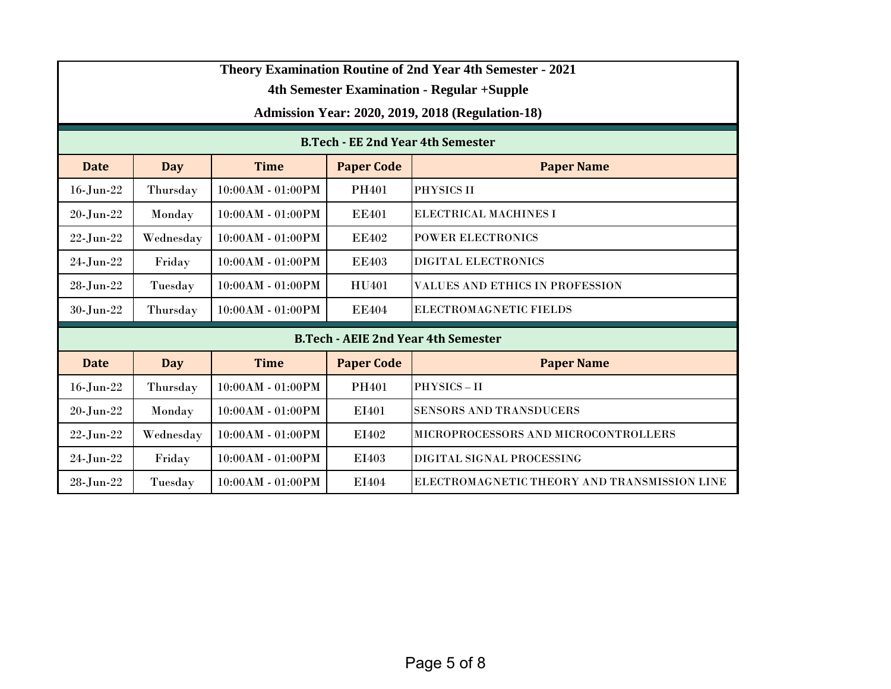**Theory Examination Routine of 2nd Year 4th Semester - 2021**

**4th Semester Examination - Regular +Supple**

**Admission Year: 2020, 2019, 2018 (Regulation-18)**

**B.Tech - EE 2nd Year 4th Semester**

| Date | Day | Time | Paper Code | Paper Name |
|---|---|---|---|---|
| 16-Jun-22 | Thursday | 10:00AM - 01:00PM | PH401 | PHYSICS II |
| 20-Jun-22 | Monday | 10:00AM - 01:00PM | EE401 | ELECTRICAL MACHINES I |
| 22-Jun-22 | Wednesday | 10:00AM - 01:00PM | EE402 | POWER ELECTRONICS |
| 24-Jun-22 | Friday | 10:00AM - 01:00PM | EE403 | DIGITAL ELECTRONICS |
| 28-Jun-22 | Tuesday | 10:00AM - 01:00PM | HU401 | VALUES AND ETHICS IN PROFESSION |
| 30-Jun-22 | Thursday | 10:00AM - 01:00PM | EE404 | ELECTROMAGNETIC FIELDS |

**B.Tech - AEIE 2nd Year 4th Semester**

| Date | Day | Time | Paper Code | Paper Name |
|---|---|---|---|---|
| 16-Jun-22 | Thursday | 10:00AM - 01:00PM | PH401 | PHYSICS – II |
| 20-Jun-22 | Monday | 10:00AM - 01:00PM | EI401 | SENSORS AND TRANSDUCERS |
| 22-Jun-22 | Wednesday | 10:00AM - 01:00PM | EI402 | MICROPROCESSORS AND MICROCONTROLLERS |
| 24-Jun-22 | Friday | 10:00AM - 01:00PM | EI403 | DIGITAL SIGNAL PROCESSING |
| 28-Jun-22 | Tuesday | 10:00AM - 01:00PM | EI404 | ELECTROMAGNETIC THEORY AND TRANSMISSION LINE |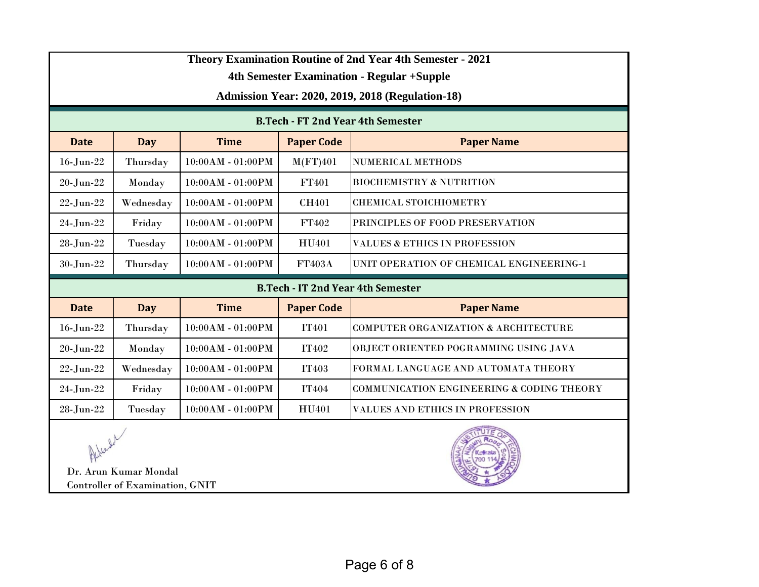**Theory Examination Routine of 2nd Year 4th Semester - 2021**

**4th Semester Examination - Regular +Supple**

**Admission Year: 2020, 2019, 2018 (Regulation-18)**

### B.Tech - FT 2nd Year 4th Semester

| Date | Day | Time | Paper Code | Paper Name |
|---|---|---|---|---|
| 16-Jun-22 | Thursday | 10:00AM - 01:00PM | M(FT)401 | NUMERICAL METHODS |
| 20-Jun-22 | Monday | 10:00AM - 01:00PM | FT401 | BIOCHEMISTRY & NUTRITION |
| 22-Jun-22 | Wednesday | 10:00AM - 01:00PM | CH401 | CHEMICAL STOICHIOMETRY |
| 24-Jun-22 | Friday | 10:00AM - 01:00PM | FT402 | PRINCIPLES OF FOOD PRESERVATION |
| 28-Jun-22 | Tuesday | 10:00AM - 01:00PM | HU401 | VALUES & ETHICS IN PROFESSION |
| 30-Jun-22 | Thursday | 10:00AM - 01:00PM | FT403A | UNIT OPERATION OF CHEMICAL ENGINEERING-1 |

### B.Tech - IT 2nd Year 4th Semester

| Date | Day | Time | Paper Code | Paper Name |
|---|---|---|---|---|
| 16-Jun-22 | Thursday | 10:00AM - 01:00PM | IT401 | COMPUTER ORGANIZATION & ARCHITECTURE |
| 20-Jun-22 | Monday | 10:00AM - 01:00PM | IT402 | OBJECT ORIENTED POGRAMMING USING JAVA |
| 22-Jun-22 | Wednesday | 10:00AM - 01:00PM | IT403 | FORMAL LANGUAGE AND AUTOMATA THEORY |
| 24-Jun-22 | Friday | 10:00AM - 01:00PM | IT404 | COMMUNICATION ENGINEERING & CODING THEORY |
| 28-Jun-22 | Tuesday | 10:00AM - 01:00PM | HU401 | VALUES AND ETHICS IN PROFESSION |

Dr. Arun Kumar Mondal
Controller of Examination, GNIT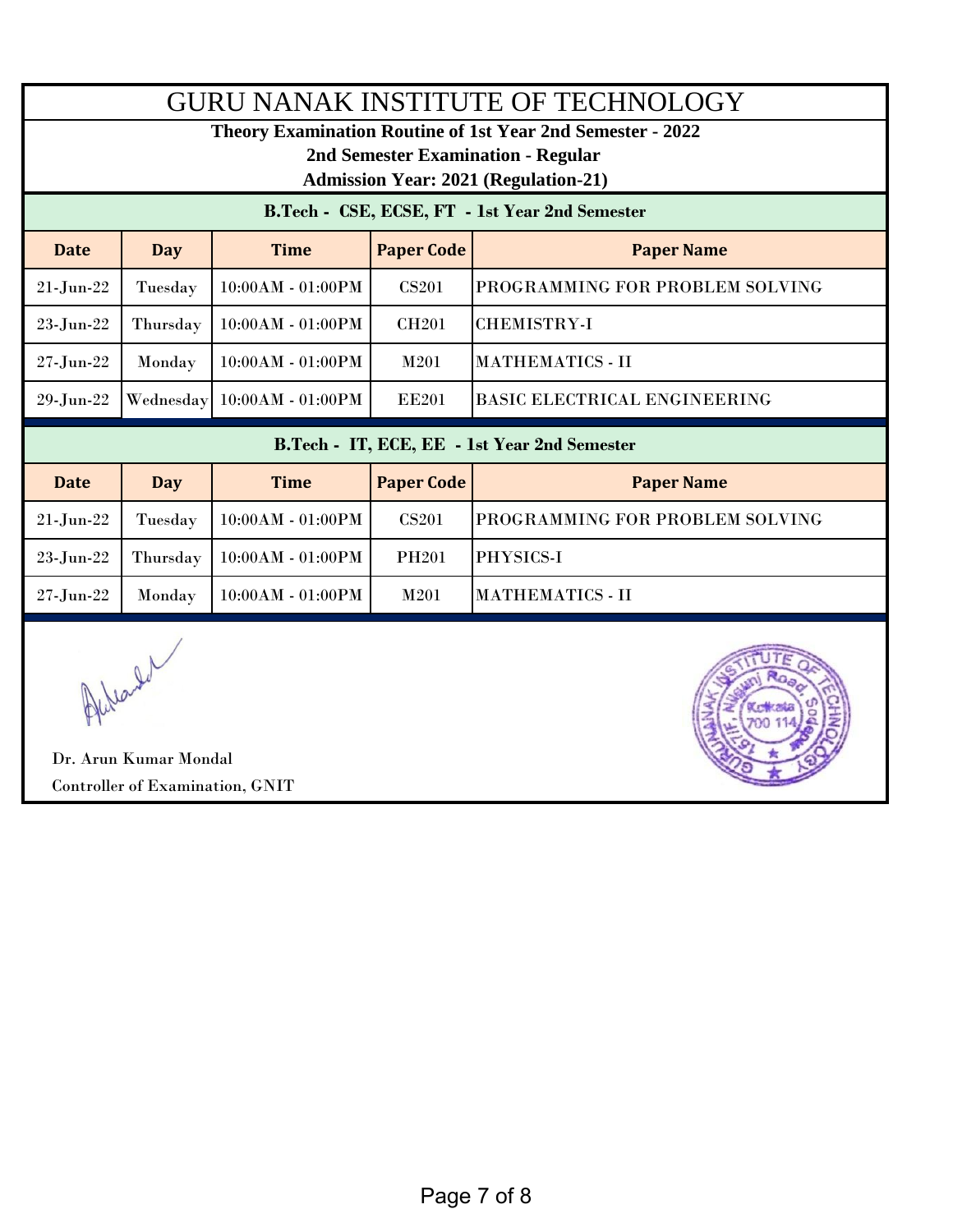# GURU NANAK INSTITUTE OF TECHNOLOGY

**Theory Examination Routine of 1st Year 2nd Semester - 2022**

**2nd Semester Examination - Regular**

**Admission Year: 2021 (Regulation-21)**

### B.Tech - CSE, ECSE, FT - 1st Year 2nd Semester

| Date | Day | Time | Paper Code | Paper Name |
|---|---|---|---|---|
| 21-Jun-22 | Tuesday | 10:00AM - 01:00PM | CS201 | PROGRAMMING FOR PROBLEM SOLVING |
| 23-Jun-22 | Thursday | 10:00AM - 01:00PM | CH201 | CHEMISTRY-I |
| 27-Jun-22 | Monday | 10:00AM - 01:00PM | M201 | MATHEMATICS - II |
| 29-Jun-22 | Wednesday | 10:00AM - 01:00PM | EE201 | BASIC ELECTRICAL ENGINEERING |

### B.Tech - IT, ECE, EE - 1st Year 2nd Semester

| Date | Day | Time | Paper Code | Paper Name |
|---|---|---|---|---|
| 21-Jun-22 | Tuesday | 10:00AM - 01:00PM | CS201 | PROGRAMMING FOR PROBLEM SOLVING |
| 23-Jun-22 | Thursday | 10:00AM - 01:00PM | PH201 | PHYSICS-I |
| 27-Jun-22 | Monday | 10:00AM - 01:00PM | M201 | MATHEMATICS - II |

Dr. Arun Kumar Mondal

Controller of Examination, GNIT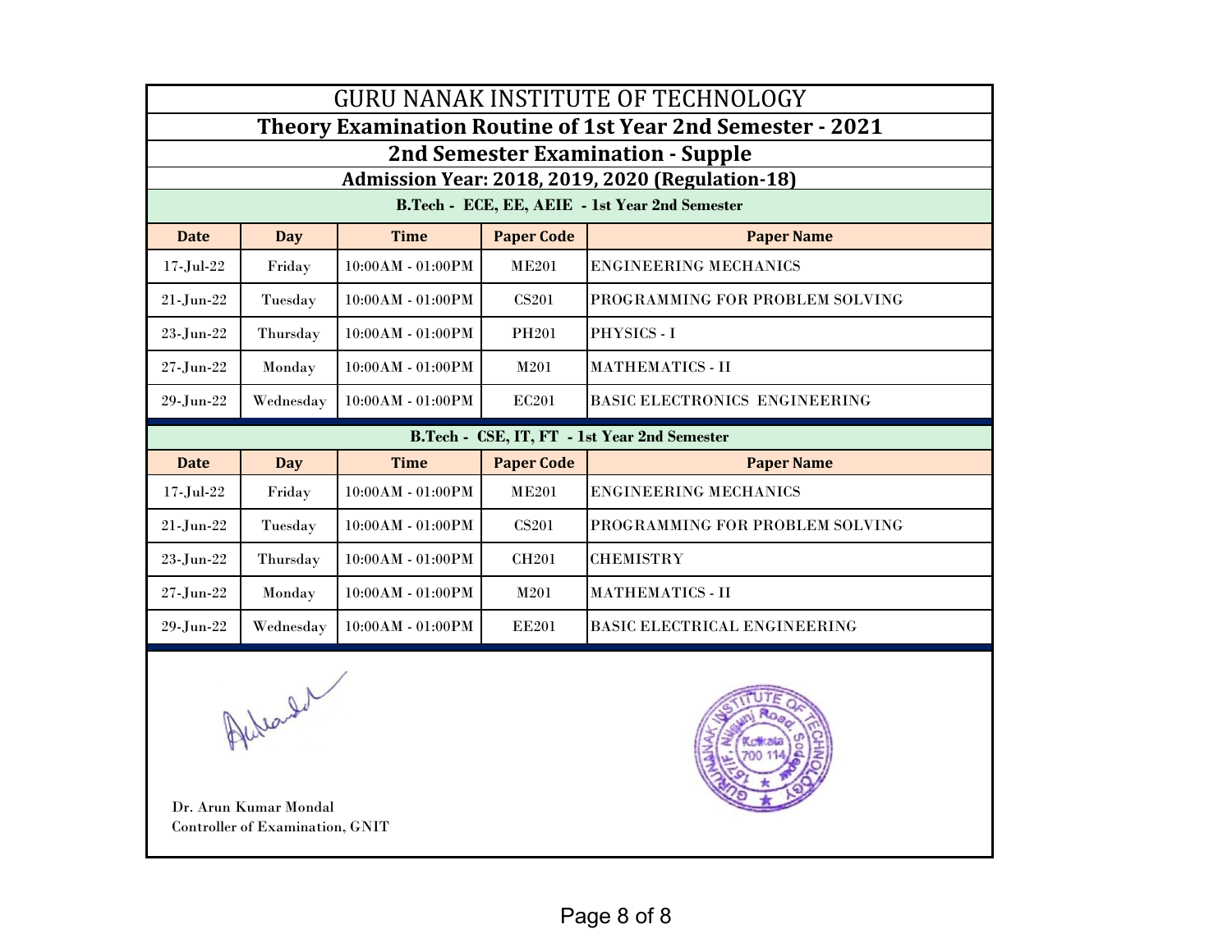# GURU NANAK INSTITUTE OF TECHNOLOGY

## Theory Examination Routine of 1st Year 2nd Semester - 2021

## 2nd Semester Examination - Supple

### Admission Year: 2018, 2019, 2020 (Regulation-18)

**B.Tech - ECE, EE, AEIE - 1st Year 2nd Semester**

| Date | Day | Time | Paper Code | Paper Name |
|---|---|---|---|---|
| 17-Jul-22 | Friday | 10:00AM - 01:00PM | ME201 | ENGINEERING MECHANICS |
| 21-Jun-22 | Tuesday | 10:00AM - 01:00PM | CS201 | PROGRAMMING FOR PROBLEM SOLVING |
| 23-Jun-22 | Thursday | 10:00AM - 01:00PM | PH201 | PHYSICS - I |
| 27-Jun-22 | Monday | 10:00AM - 01:00PM | M201 | MATHEMATICS - II |
| 29-Jun-22 | Wednesday | 10:00AM - 01:00PM | EC201 | BASIC ELECTRONICS ENGINEERING |

**B.Tech - CSE, IT, FT - 1st Year 2nd Semester**

| Date | Day | Time | Paper Code | Paper Name |
|---|---|---|---|---|
| 17-Jul-22 | Friday | 10:00AM - 01:00PM | ME201 | ENGINEERING MECHANICS |
| 21-Jun-22 | Tuesday | 10:00AM - 01:00PM | CS201 | PROGRAMMING FOR PROBLEM SOLVING |
| 23-Jun-22 | Thursday | 10:00AM - 01:00PM | CH201 | CHEMISTRY |
| 27-Jun-22 | Monday | 10:00AM - 01:00PM | M201 | MATHEMATICS - II |
| 29-Jun-22 | Wednesday | 10:00AM - 01:00PM | EE201 | BASIC ELECTRICAL ENGINEERING |

Dr. Arun Kumar Mondal
Controller of Examination, GNIT